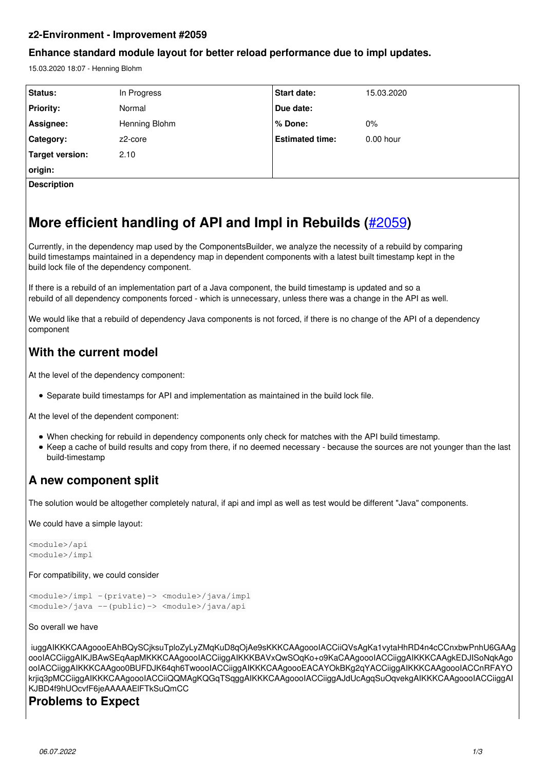## z2-Environment - Improvement #2059

### Enhance standard module layout for better reload performance due to impl updates.

15.03.2020 18:07 - Henning Blohm

| Status: | In Progress | Start date: | 15.03.2020 |
|---|---|---|---|
| Priority: | Normal | Due date: | |
| Assignee: | Henning Blohm | % Done: | 0% |
| Category: | z2-core | Estimated time: | 0.00 hour |
| Target version: | 2.10 | | |
| origin: | | | |

**Description**

# More efficient handling of API and Impl in Rebuilds (#2059)

Currently, in the dependency map used by the ComponentsBuilder, we analyze the necessity of a rebuild by comparing build timestamps maintained in a dependency map in dependent components with a latest built timestamp kept in the build lock file of the dependency component.

If there is a rebuild of an implementation part of a Java component, the build timestamp is updated and so a rebuild of all dependency components forced - which is unnecessary, unless there was a change in the API as well.

We would like that a rebuild of dependency Java components is not forced, if there is no change of the API of a dependency component

## With the current model

At the level of the dependency component:

- Separate build timestamps for API and implementation as maintained in the build lock file.

At the level of the dependent component:

- When checking for rebuild in dependency components only check for matches with the API build timestamp.
- Keep a cache of build results and copy from there, if no deemed necessary - because the sources are not younger than the last build-timestamp

## A new component split

The solution would be altogether completely natural, if api and impl as well as test would be different "Java" components.

We could have a simple layout:

```
<module>/api
<module>/impl
```

For compatibility, we could consider

```
<module>/impl -(private)-> <module>/java/impl
<module>/java --(public)-> <module>/java/api
```

So overall we have

iuggAIKKKCAAgoooEAhBQySCjksuTploZyLyZMqKuD8qOjAe9sKKKCAAgooolACCiiQVsAgKa1vytaHhRD4n4cCCnxbwPnhU6GAAgooolACCiiggAIKJBAwSEqAapMKKKCAAgooolACCiiggAIKKKBAVxQwSOqKo+o9KaCAAgooolACCiiggAIKKKCAAgkEDJISoNqkAgooolACCiiggAIKKKCAAgoo0BUFDJK64qh6TwooolACCiiggAIKKKCAAgoooEACAYOkBKg2qYACCiiggAIKKKCAAgooolACCnRFAYOkrjiq3pMCCiiggAIKKKCAAgooolACCiiQQMAgKQGqTSqggAIKKKCAAgooolACCiiggAJdUcAgqSuOqvekgAIKKKCAAgooolACCiiggAIKJBD4f9hUOcvfF6jeAAAAAEIFTkSuQmCC

## Problems to Expect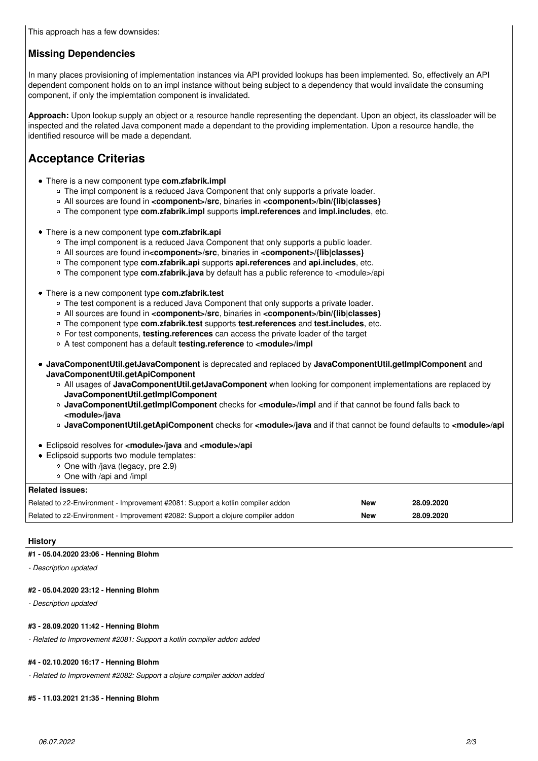This approach has a few downsides:

## Missing Dependencies

In many places provisioning of implementation instances via API provided lookups has been implemented. So, effectively an API dependent component holds on to an impl instance without being subject to a dependency that would invalidate the consuming component, if only the implemtation component is invalidated.

**Approach:** Upon lookup supply an object or a resource handle representing the dependant. Upon an object, its classloader will be inspected and the related Java component made a dependant to the providing implementation. Upon a resource handle, the identified resource will be made a dependant.

# Acceptance Criterias

- There is a new component type **com.zfabrik.impl**
  - The impl component is a reduced Java Component that only supports a private loader.
  - All sources are found in **<component>/src**, binaries in **<component>/bin/{lib|classes}**
  - The component type **com.zfabrik.impl** supports **impl.references** and **impl.includes**, etc.
- There is a new component type **com.zfabrik.api**
  - The impl component is a reduced Java Component that only supports a public loader.
  - All sources are found in**<component>/src**, binaries in **<component>/{lib|classes}**
  - The component type **com.zfabrik.api** supports **api.references** and **api.includes**, etc.
  - The component type **com.zfabrik.java** by default has a public reference to <module>/api
- There is a new component type **com.zfabrik.test**
  - The test component is a reduced Java Component that only supports a private loader.
  - All sources are found in **<component>/src**, binaries in **<component>/bin/{lib|classes}**
  - The component type **com.zfabrik.test** supports **test.references** and **test.includes**, etc.
  - For test components, **testing.references** can access the private loader of the target
  - A test component has a default **testing.reference** to **<module>/impl**
- **JavaComponentUtil.getJavaComponent** is deprecated and replaced by **JavaComponentUtil.getImplComponent** and **JavaComponentUtil.getApiComponent**
  - All usages of **JavaComponentUtil.getJavaComponent** when looking for component implementations are replaced by **JavaComponentUtil.getImplComponent**
  - **JavaComponentUtil.getImplComponent** checks for **<module>/impl** and if that cannot be found falls back to **<module>/java**
  - **JavaComponentUtil.getApiComponent** checks for **<module>/java** and if that cannot be found defaults to **<module>/api**
- Eclipsoid resolves for **<module>/java** and **<module>/api**
- Eclipsoid supports two module templates:
  - One with /java (legacy, pre 2.9)
  - One with /api and /impl

**Related issues:**

| | | |
|---|---|---|
| Related to z2-Environment - Improvement #2081: Support a kotlin compiler addon | **New** | **28.09.2020** |
| Related to z2-Environment - Improvement #2082: Support a clojure compiler addon | **New** | **28.09.2020** |

## History

#### #1 - 05.04.2020 23:06 - Henning Blohm

*- Description updated*

#### #2 - 05.04.2020 23:12 - Henning Blohm

*- Description updated*

#### #3 - 28.09.2020 11:42 - Henning Blohm

*- Related to Improvement #2081: Support a kotlin compiler addon added*

#### #4 - 02.10.2020 16:17 - Henning Blohm

*- Related to Improvement #2082: Support a clojure compiler addon added*

#### #5 - 11.03.2021 21:35 - Henning Blohm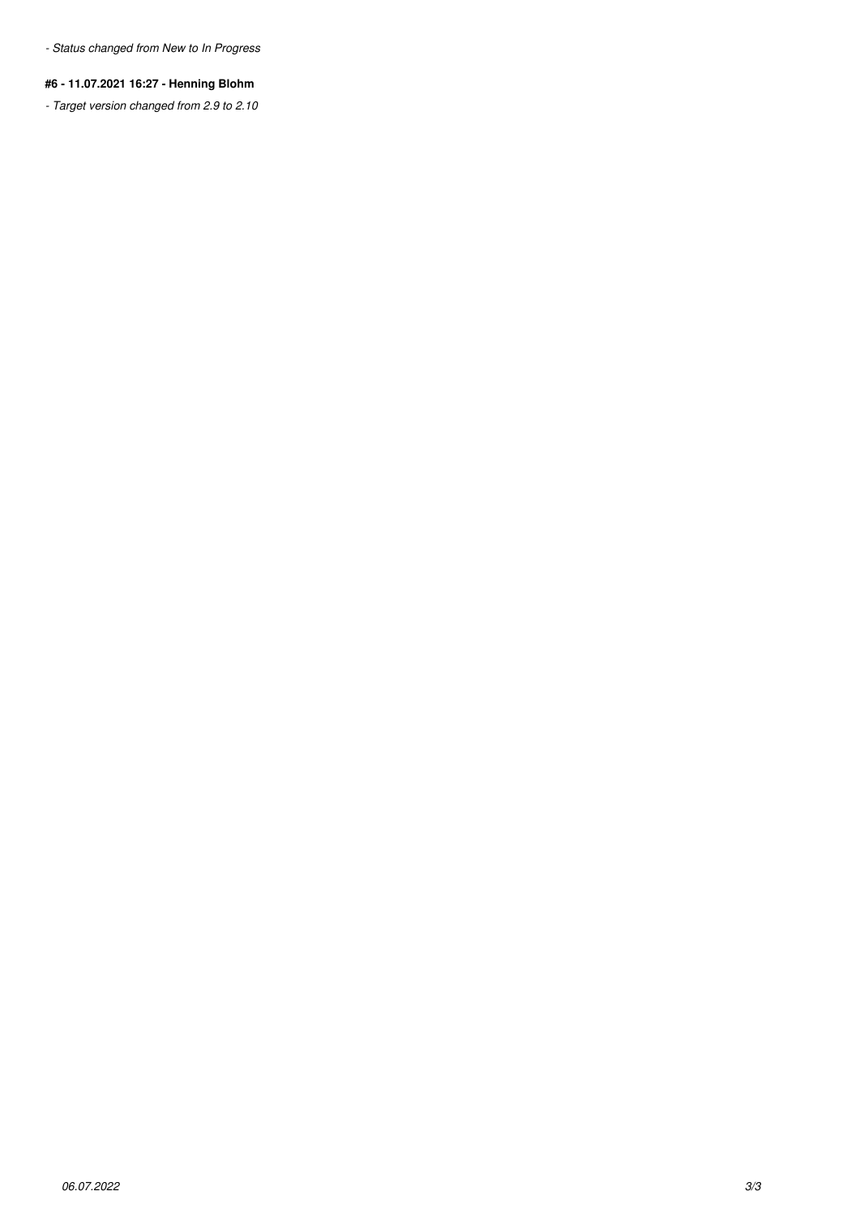*- Status changed from New to In Progress*

**#6 - 11.07.2021 16:27 - Henning Blohm**

*- Target version changed from 2.9 to 2.10*